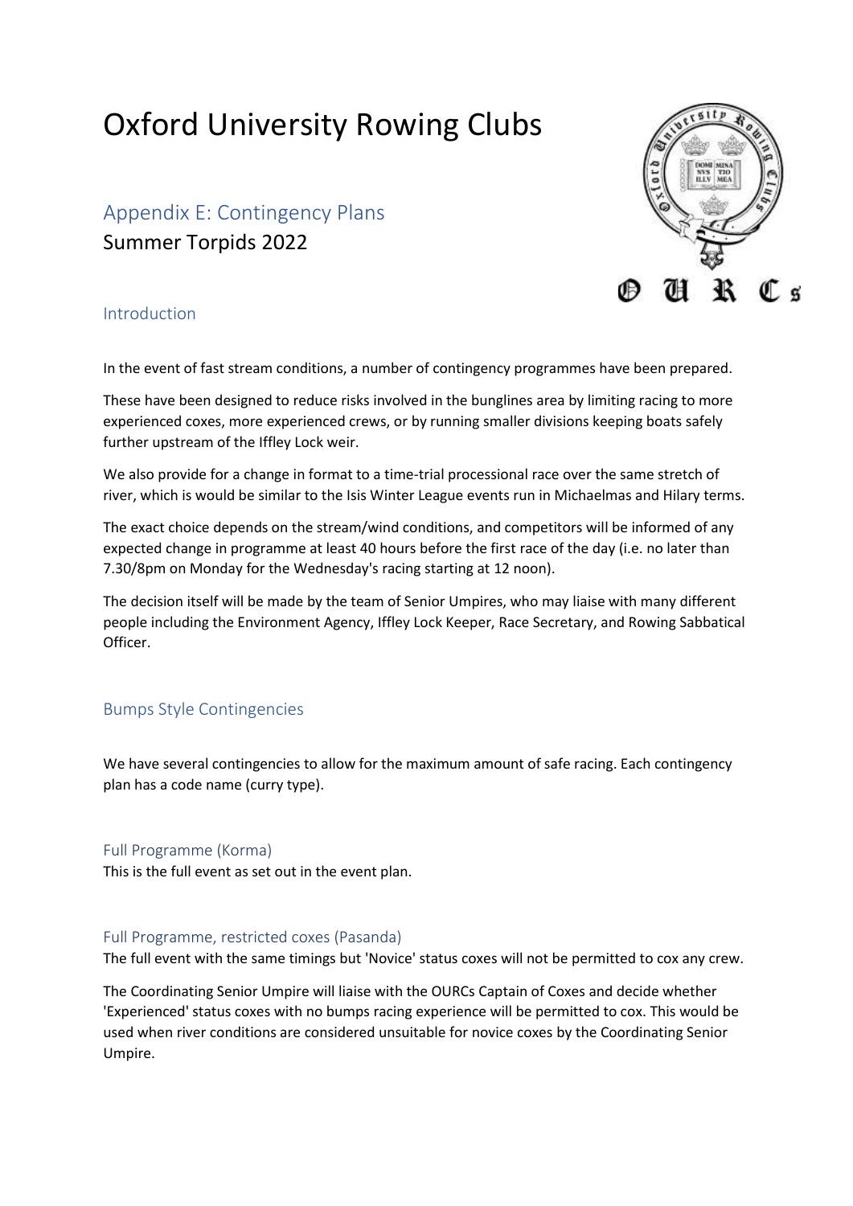# Oxford University Rowing Clubs

## Appendix E: Contingency Plans

Summer Torpids 2022

### Introduction

In the event of fast stream conditions, a number of contingency programmes have been prepared.

These have been designed to reduce risks involved in the bunglines area by limiting racing to more experienced coxes, more experienced crews, or by running smaller divisions keeping boats safely further upstream of the Iffley Lock weir.

We also provide for a change in format to a time-trial processional race over the same stretch of river, which is would be similar to the Isis Winter League events run in Michaelmas and Hilary terms.

The exact choice depends on the stream/wind conditions, and competitors will be informed of any expected change in programme at least 40 hours before the first race of the day (i.e. no later than 7.30/8pm on Monday for the Wednesday's racing starting at 12 noon).

The decision itself will be made by the team of Senior Umpires, who may liaise with many different people including the Environment Agency, Iffley Lock Keeper, Race Secretary, and Rowing Sabbatical Officer.

### Bumps Style Contingencies

We have several contingencies to allow for the maximum amount of safe racing. Each contingency plan has a code name (curry type).

#### Full Programme (Korma)

This is the full event as set out in the event plan.

#### Full Programme, restricted coxes (Pasanda)

The full event with the same timings but 'Novice' status coxes will not be permitted to cox any crew.

The Coordinating Senior Umpire will liaise with the OURCs Captain of Coxes and decide whether 'Experienced' status coxes with no bumps racing experience will be permitted to cox. This would be used when river conditions are considered unsuitable for novice coxes by the Coordinating Senior Umpire.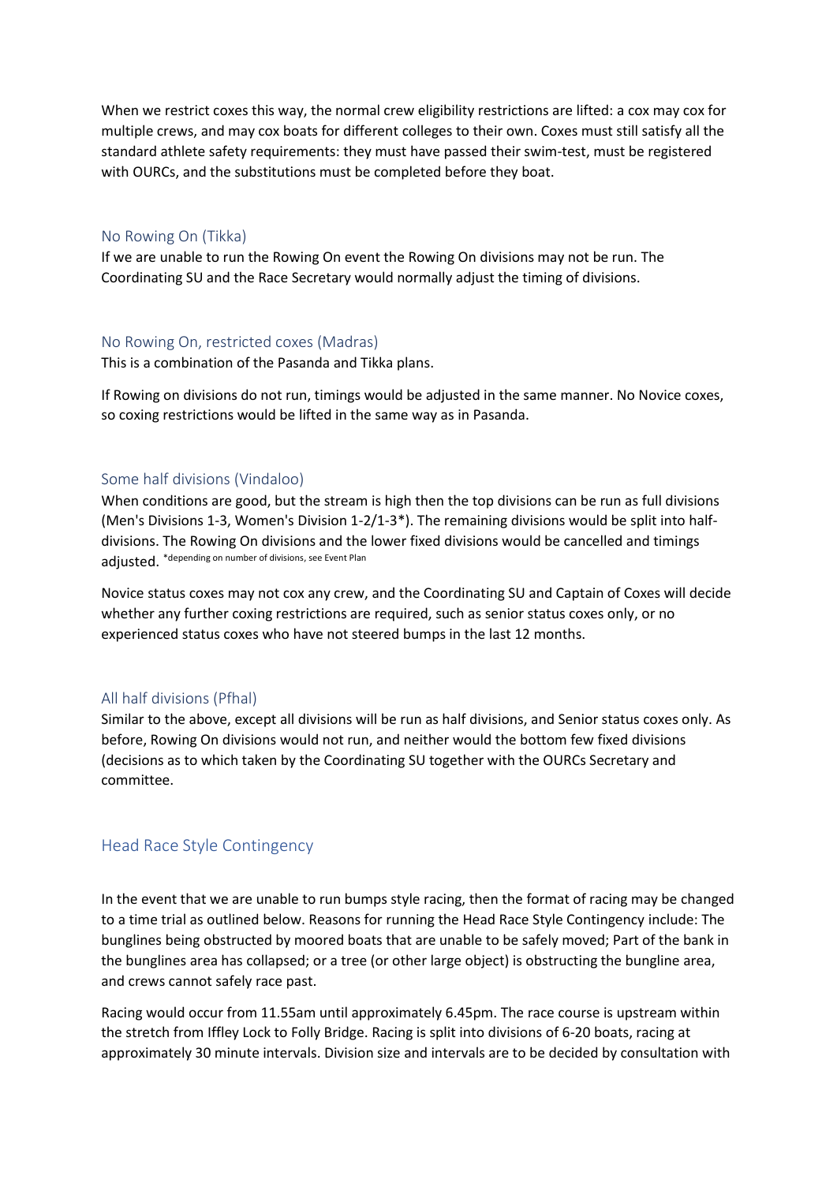When we restrict coxes this way, the normal crew eligibility restrictions are lifted: a cox may cox for multiple crews, and may cox boats for different colleges to their own. Coxes must still satisfy all the standard athlete safety requirements: they must have passed their swim-test, must be registered with OURCs, and the substitutions must be completed before they boat.

### No Rowing On (Tikka)

If we are unable to run the Rowing On event the Rowing On divisions may not be run. The Coordinating SU and the Race Secretary would normally adjust the timing of divisions.

### No Rowing On, restricted coxes (Madras)

This is a combination of the Pasanda and Tikka plans.

If Rowing on divisions do not run, timings would be adjusted in the same manner. No Novice coxes, so coxing restrictions would be lifted in the same way as in Pasanda.

### Some half divisions (Vindaloo)

When conditions are good, but the stream is high then the top divisions can be run as full divisions (Men's Divisions 1-3, Women's Division 1-2/1-3*). The remaining divisions would be split into half-divisions. The Rowing On divisions and the lower fixed divisions would be cancelled and timings adjusted. *depending on number of divisions, see Event Plan

Novice status coxes may not cox any crew, and the Coordinating SU and Captain of Coxes will decide whether any further coxing restrictions are required, such as senior status coxes only, or no experienced status coxes who have not steered bumps in the last 12 months.

### All half divisions (Pfhal)

Similar to the above, except all divisions will be run as half divisions, and Senior status coxes only. As before, Rowing On divisions would not run, and neither would the bottom few fixed divisions (decisions as to which taken by the Coordinating SU together with the OURCs Secretary and committee.

## Head Race Style Contingency

In the event that we are unable to run bumps style racing, then the format of racing may be changed to a time trial as outlined below. Reasons for running the Head Race Style Contingency include: The bunglines being obstructed by moored boats that are unable to be safely moved; Part of the bank in the bunglines area has collapsed; or a tree (or other large object) is obstructing the bungline area, and crews cannot safely race past.

Racing would occur from 11.55am until approximately 6.45pm. The race course is upstream within the stretch from Iffley Lock to Folly Bridge. Racing is split into divisions of 6-20 boats, racing at approximately 30 minute intervals. Division size and intervals are to be decided by consultation with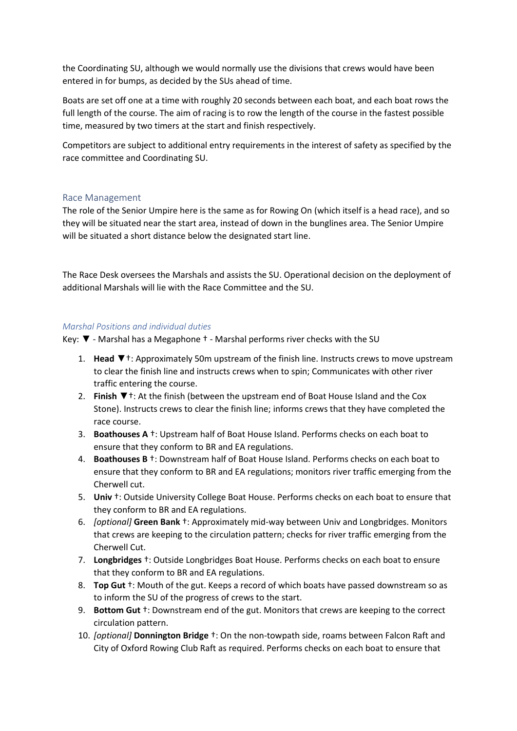the Coordinating SU, although we would normally use the divisions that crews would have been entered in for bumps, as decided by the SUs ahead of time.

Boats are set off one at a time with roughly 20 seconds between each boat, and each boat rows the full length of the course. The aim of racing is to row the length of the course in the fastest possible time, measured by two timers at the start and finish respectively.

Competitors are subject to additional entry requirements in the interest of safety as specified by the race committee and Coordinating SU.

## Race Management

The role of the Senior Umpire here is the same as for Rowing On (which itself is a head race), and so they will be situated near the start area, instead of down in the bunglines area. The Senior Umpire will be situated a short distance below the designated start line.

The Race Desk oversees the Marshals and assists the SU. Operational decision on the deployment of additional Marshals will lie with the Race Committee and the SU.

### *Marshal Positions and individual duties*

Key: ▼ - Marshal has a Megaphone † - Marshal performs river checks with the SU

1. **Head** ▼†: Approximately 50m upstream of the finish line. Instructs crews to move upstream to clear the finish line and instructs crews when to spin; Communicates with other river traffic entering the course.
2. **Finish** ▼†: At the finish (between the upstream end of Boat House Island and the Cox Stone). Instructs crews to clear the finish line; informs crews that they have completed the race course.
3. **Boathouses A** †: Upstream half of Boat House Island. Performs checks on each boat to ensure that they conform to BR and EA regulations.
4. **Boathouses B** †: Downstream half of Boat House Island. Performs checks on each boat to ensure that they conform to BR and EA regulations; monitors river traffic emerging from the Cherwell cut.
5. **Univ** †: Outside University College Boat House. Performs checks on each boat to ensure that they conform to BR and EA regulations.
6. *[optional]* **Green Bank** †: Approximately mid-way between Univ and Longbridges. Monitors that crews are keeping to the circulation pattern; checks for river traffic emerging from the Cherwell Cut.
7. **Longbridges** †: Outside Longbridges Boat House. Performs checks on each boat to ensure that they conform to BR and EA regulations.
8. **Top Gut** †: Mouth of the gut. Keeps a record of which boats have passed downstream so as to inform the SU of the progress of crews to the start.
9. **Bottom Gut** †: Downstream end of the gut. Monitors that crews are keeping to the correct circulation pattern.
10. *[optional]* **Donnington Bridge** †: On the non-towpath side, roams between Falcon Raft and City of Oxford Rowing Club Raft as required. Performs checks on each boat to ensure that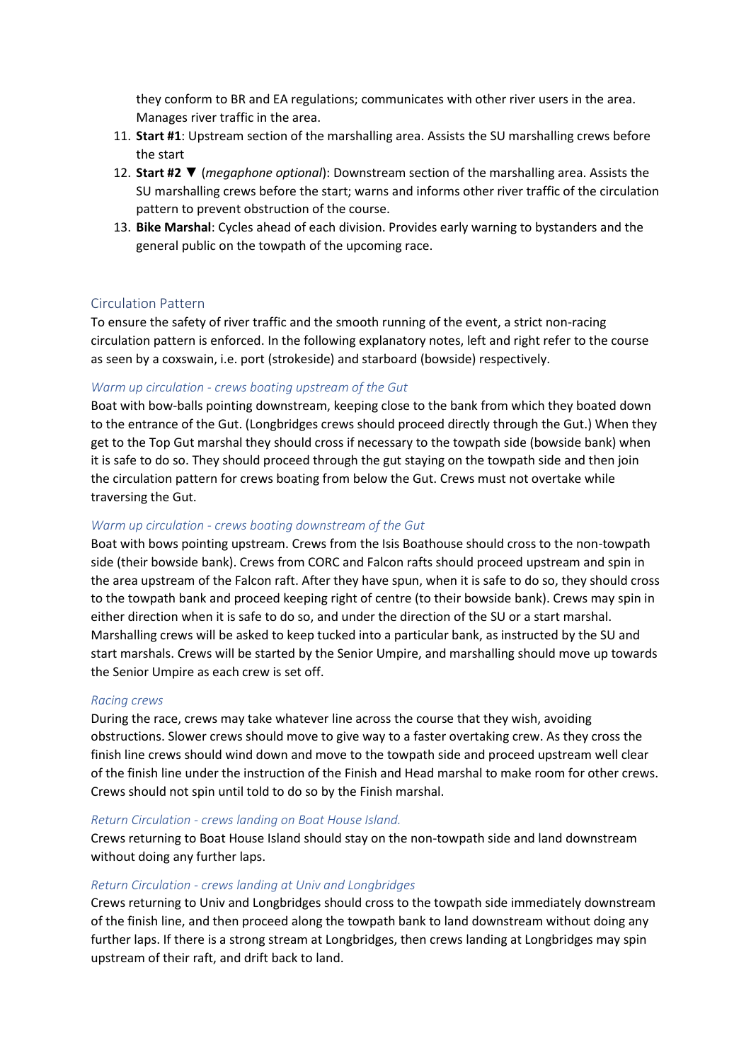they conform to BR and EA regulations; communicates with other river users in the area. Manages river traffic in the area.

11. **Start #1**: Upstream section of the marshalling area. Assists the SU marshalling crews before the start
12. **Start #2 ▼** (*megaphone optional*): Downstream section of the marshalling area. Assists the SU marshalling crews before the start; warns and informs other river traffic of the circulation pattern to prevent obstruction of the course.
13. **Bike Marshal**: Cycles ahead of each division. Provides early warning to bystanders and the general public on the towpath of the upcoming race.

## Circulation Pattern

To ensure the safety of river traffic and the smooth running of the event, a strict non-racing circulation pattern is enforced. In the following explanatory notes, left and right refer to the course as seen by a coxswain, i.e. port (strokeside) and starboard (bowside) respectively.

### *Warm up circulation - crews boating upstream of the Gut*

Boat with bow-balls pointing downstream, keeping close to the bank from which they boated down to the entrance of the Gut. (Longbridges crews should proceed directly through the Gut.) When they get to the Top Gut marshal they should cross if necessary to the towpath side (bowside bank) when it is safe to do so. They should proceed through the gut staying on the towpath side and then join the circulation pattern for crews boating from below the Gut. Crews must not overtake while traversing the Gut.

### *Warm up circulation - crews boating downstream of the Gut*

Boat with bows pointing upstream. Crews from the Isis Boathouse should cross to the non-towpath side (their bowside bank). Crews from CORC and Falcon rafts should proceed upstream and spin in the area upstream of the Falcon raft. After they have spun, when it is safe to do so, they should cross to the towpath bank and proceed keeping right of centre (to their bowside bank). Crews may spin in either direction when it is safe to do so, and under the direction of the SU or a start marshal. Marshalling crews will be asked to keep tucked into a particular bank, as instructed by the SU and start marshals. Crews will be started by the Senior Umpire, and marshalling should move up towards the Senior Umpire as each crew is set off.

### *Racing crews*

During the race, crews may take whatever line across the course that they wish, avoiding obstructions. Slower crews should move to give way to a faster overtaking crew. As they cross the finish line crews should wind down and move to the towpath side and proceed upstream well clear of the finish line under the instruction of the Finish and Head marshal to make room for other crews. Crews should not spin until told to do so by the Finish marshal.

### *Return Circulation - crews landing on Boat House Island.*

Crews returning to Boat House Island should stay on the non-towpath side and land downstream without doing any further laps.

### *Return Circulation - crews landing at Univ and Longbridges*

Crews returning to Univ and Longbridges should cross to the towpath side immediately downstream of the finish line, and then proceed along the towpath bank to land downstream without doing any further laps. If there is a strong stream at Longbridges, then crews landing at Longbridges may spin upstream of their raft, and drift back to land.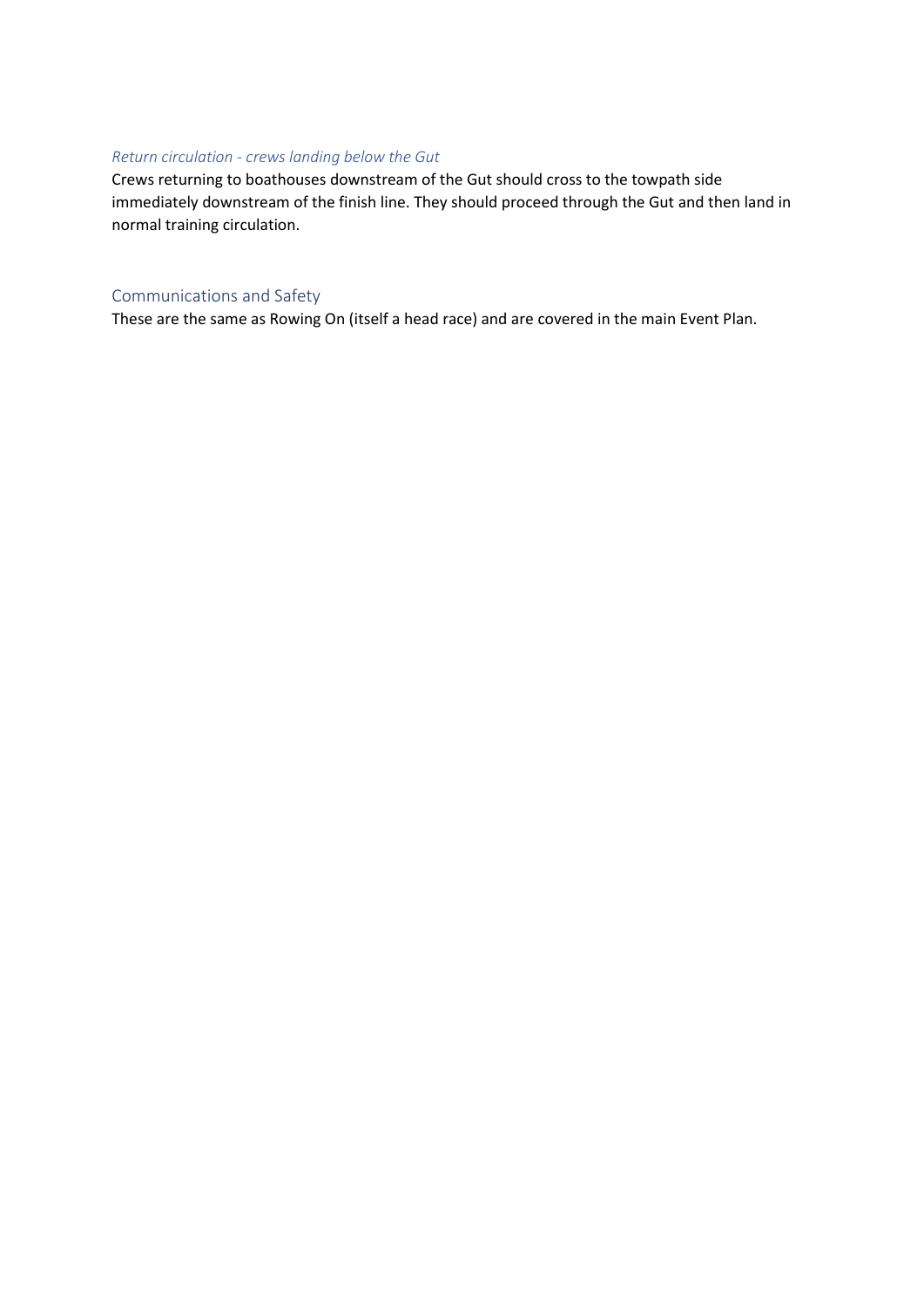#### *Return circulation - crews landing below the Gut*

Crews returning to boathouses downstream of the Gut should cross to the towpath side immediately downstream of the finish line. They should proceed through the Gut and then land in normal training circulation.

### Communications and Safety

These are the same as Rowing On (itself a head race) and are covered in the main Event Plan.